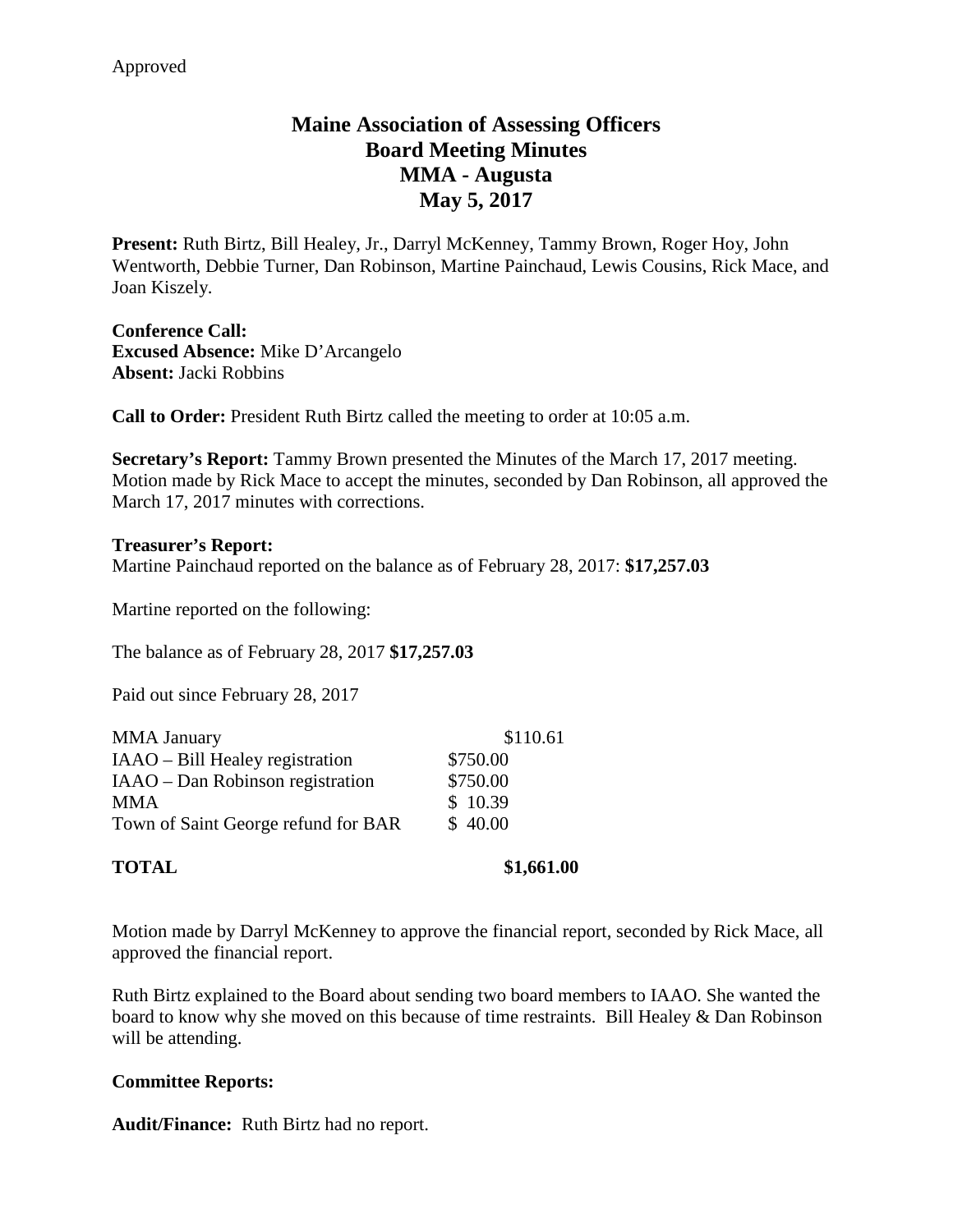Approved

# Maine Association of Assessing Officers
## Board Meeting Minutes
## MMA - Augusta
## May 5, 2017

**Present:** Ruth Birtz, Bill Healey, Jr., Darryl McKenney, Tammy Brown, Roger Hoy, John Wentworth, Debbie Turner, Dan Robinson, Martine Painchaud, Lewis Cousins, Rick Mace, and Joan Kiszely.

**Conference Call:**
**Excused Absence:** Mike D'Arcangelo
**Absent:** Jacki Robbins

**Call to Order:** President Ruth Birtz called the meeting to order at 10:05 a.m.

**Secretary's Report:** Tammy Brown presented the Minutes of the March 17, 2017 meeting. Motion made by Rick Mace to accept the minutes, seconded by Dan Robinson, all approved the March 17, 2017 minutes with corrections.

**Treasurer's Report:**
Martine Painchaud reported on the balance as of February 28, 2017: **$17,257.03**

Martine reported on the following:

The balance as of February 28, 2017 **$17,257.03**

Paid out since February 28, 2017

| | |
|---|---|
| MMA January | $110.61 |
| IAAO – Bill Healey registration | $750.00 |
| IAAO – Dan Robinson registration | $750.00 |
| MMA | $ 10.39 |
| Town of Saint George refund for BAR | $ 40.00 |
| **TOTAL** | **$1,661.00** |

Motion made by Darryl McKenney to approve the financial report, seconded by Rick Mace, all approved the financial report.

Ruth Birtz explained to the Board about sending two board members to IAAO. She wanted the board to know why she moved on this because of time restraints. Bill Healey & Dan Robinson will be attending.

**Committee Reports:**

**Audit/Finance:** Ruth Birtz had no report.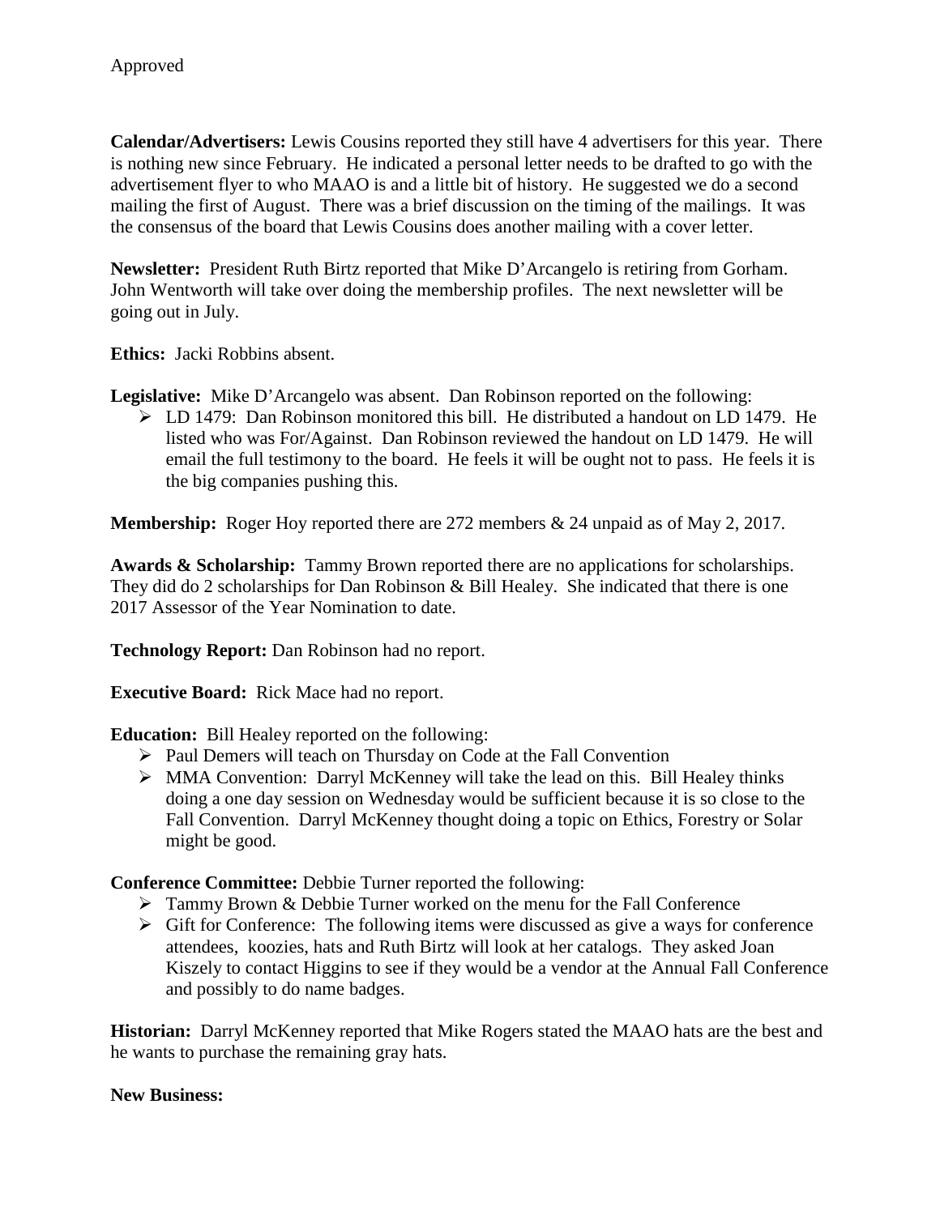Approved

**Calendar/Advertisers:** Lewis Cousins reported they still have 4 advertisers for this year. There is nothing new since February. He indicated a personal letter needs to be drafted to go with the advertisement flyer to who MAAO is and a little bit of history. He suggested we do a second mailing the first of August. There was a brief discussion on the timing of the mailings. It was the consensus of the board that Lewis Cousins does another mailing with a cover letter.

**Newsletter:** President Ruth Birtz reported that Mike D'Arcangelo is retiring from Gorham. John Wentworth will take over doing the membership profiles. The next newsletter will be going out in July.

**Ethics:** Jacki Robbins absent.

**Legislative:** Mike D'Arcangelo was absent. Dan Robinson reported on the following:

- LD 1479: Dan Robinson monitored this bill. He distributed a handout on LD 1479. He listed who was For/Against. Dan Robinson reviewed the handout on LD 1479. He will email the full testimony to the board. He feels it will be ought not to pass. He feels it is the big companies pushing this.

**Membership:** Roger Hoy reported there are 272 members & 24 unpaid as of May 2, 2017.

**Awards & Scholarship:** Tammy Brown reported there are no applications for scholarships. They did do 2 scholarships for Dan Robinson & Bill Healey. She indicated that there is one 2017 Assessor of the Year Nomination to date.

**Technology Report:** Dan Robinson had no report.

**Executive Board:** Rick Mace had no report.

**Education:** Bill Healey reported on the following:

- Paul Demers will teach on Thursday on Code at the Fall Convention
- MMA Convention: Darryl McKenney will take the lead on this. Bill Healey thinks doing a one day session on Wednesday would be sufficient because it is so close to the Fall Convention. Darryl McKenney thought doing a topic on Ethics, Forestry or Solar might be good.

**Conference Committee:** Debbie Turner reported the following:

- Tammy Brown & Debbie Turner worked on the menu for the Fall Conference
- Gift for Conference: The following items were discussed as give a ways for conference attendees, koozies, hats and Ruth Birtz will look at her catalogs. They asked Joan Kiszely to contact Higgins to see if they would be a vendor at the Annual Fall Conference and possibly to do name badges.

**Historian:** Darryl McKenney reported that Mike Rogers stated the MAAO hats are the best and he wants to purchase the remaining gray hats.

**New Business:**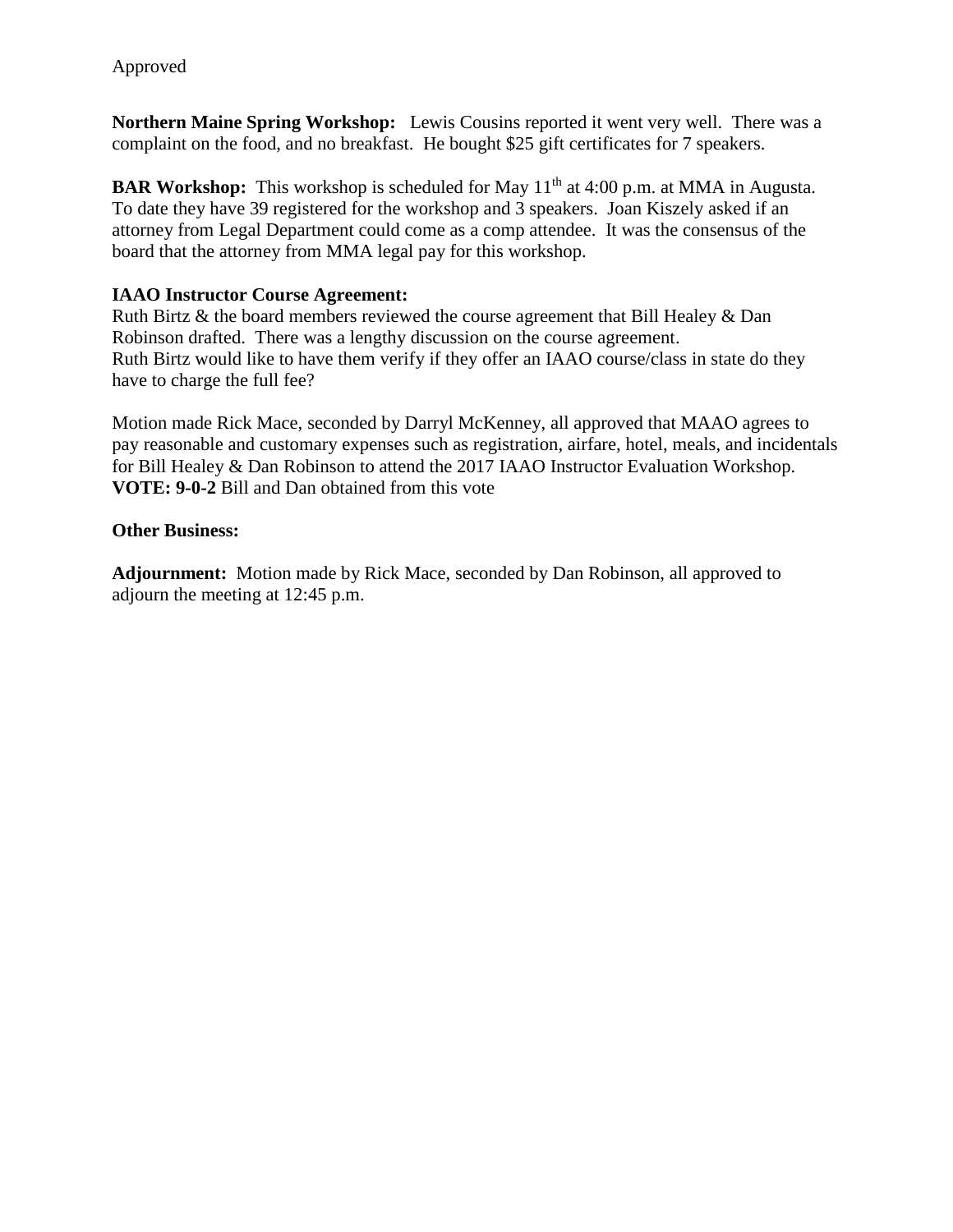Approved

**Northern Maine Spring Workshop:** Lewis Cousins reported it went very well. There was a complaint on the food, and no breakfast. He bought $25 gift certificates for 7 speakers.

**BAR Workshop:** This workshop is scheduled for May 11th at 4:00 p.m. at MMA in Augusta. To date they have 39 registered for the workshop and 3 speakers. Joan Kiszely asked if an attorney from Legal Department could come as a comp attendee. It was the consensus of the board that the attorney from MMA legal pay for this workshop.

**IAAO Instructor Course Agreement:**
Ruth Birtz & the board members reviewed the course agreement that Bill Healey & Dan Robinson drafted. There was a lengthy discussion on the course agreement.
Ruth Birtz would like to have them verify if they offer an IAAO course/class in state do they have to charge the full fee?

Motion made Rick Mace, seconded by Darryl McKenney, all approved that MAAO agrees to pay reasonable and customary expenses such as registration, airfare, hotel, meals, and incidentals for Bill Healey & Dan Robinson to attend the 2017 IAAO Instructor Evaluation Workshop.
**VOTE: 9-0-2** Bill and Dan obtained from this vote

**Other Business:**

**Adjournment:** Motion made by Rick Mace, seconded by Dan Robinson, all approved to adjourn the meeting at 12:45 p.m.